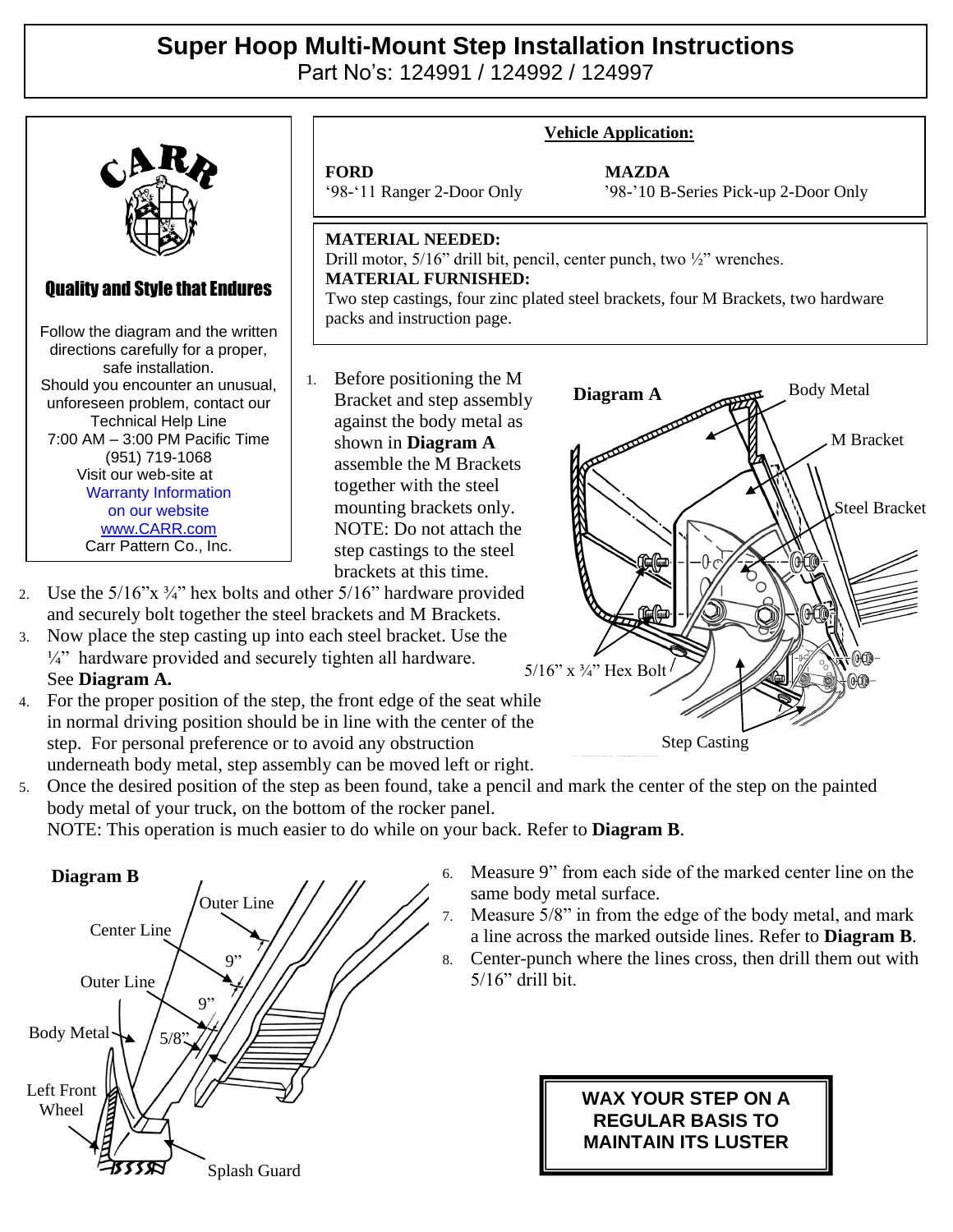# Super Hoop Multi-Mount Step Installation Instructions

Part No's: 124991 / 124992 / 124997

CARR

**Quality and Style that Endures**

Follow the diagram and the written directions carefully for a proper, safe installation.
Should you encounter an unusual, unforeseen problem, contact our Technical Help Line
7:00 AM – 3:00 PM Pacific Time
(951) 719-1068
Visit our web-site at
Warranty Information
on our website
www.CARR.com
Carr Pattern Co., Inc.

**Vehicle Application:**

| FORD | MAZDA |
|---|---|
| '98-'11 Ranger 2-Door Only | '98-'10 B-Series Pick-up 2-Door Only |

**MATERIAL NEEDED:**
Drill motor, 5/16" drill bit, pencil, center punch, two ½" wrenches.
**MATERIAL FURNISHED:**
Two step castings, four zinc plated steel brackets, four M Brackets, two hardware packs and instruction page.

1. Before positioning the M Bracket and step assembly against the body metal as shown in **Diagram A** assemble the M Brackets together with the steel mounting brackets only. NOTE: Do not attach the step castings to the steel brackets at this time.
2. Use the 5/16"x ¾" hex bolts and other 5/16" hardware provided and securely bolt together the steel brackets and M Brackets.
3. Now place the step casting up into each steel bracket. Use the ¼" hardware provided and securely tighten all hardware. See **Diagram A.**
4. For the proper position of the step, the front edge of the seat while in normal driving position should be in line with the center of the step. For personal preference or to avoid any obstruction underneath body metal, step assembly can be moved left or right.
5. Once the desired position of the step as been found, take a pencil and mark the center of the step on the painted body metal of your truck, on the bottom of the rocker panel.
   NOTE: This operation is much easier to do while on your back. Refer to **Diagram B**.

**Diagram A** — Body Metal; M Bracket; Steel Bracket; 5/16" x ¾" Hex Bolt; Step Casting

**Diagram B** — Outer Line; Center Line; 9"; Outer Line; 9"; Body Metal; 5/8"; Left Front Wheel; Splash Guard

6. Measure 9" from each side of the marked center line on the same body metal surface.
7. Measure 5/8" in from the edge of the body metal, and mark a line across the marked outside lines. Refer to **Diagram B**.
8. Center-punch where the lines cross, then drill them out with 5/16" drill bit.

**WAX YOUR STEP ON A REGULAR BASIS TO MAINTAIN ITS LUSTER**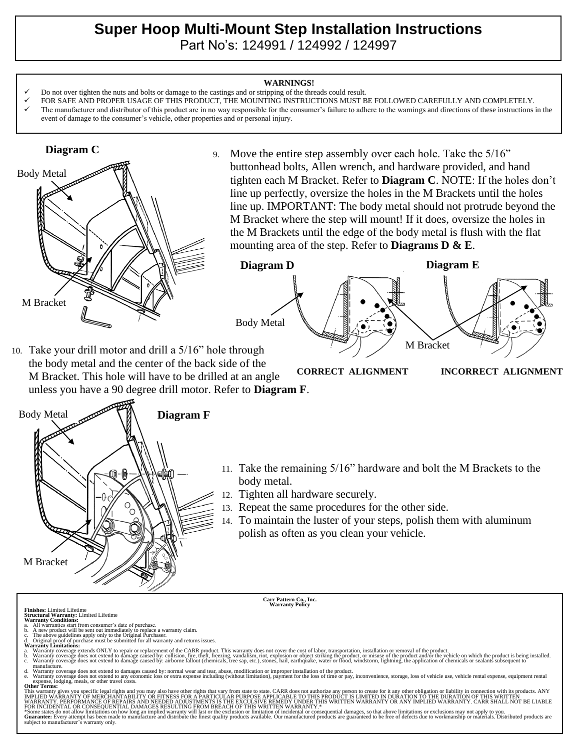# Super Hoop Multi-Mount Step Installation Instructions

Part No's: 124991 / 124992 / 124997

**WARNINGS!**

- ✓ Do not over tighten the nuts and bolts or damage to the castings and or stripping of the threads could result.
- ✓ FOR SAFE AND PROPER USAGE OF THIS PRODUCT, THE MOUNTING INSTRUCTIONS MUST BE FOLLOWED CAREFULLY AND COMPLETELY.
- ✓ The manufacturer and distributor of this product are in no way responsible for the consumer's failure to adhere to the warnings and directions of these instructions in the event of damage to the consumer's vehicle, other properties and or personal injury.

**Diagram C**

Body Metal

M Bracket

9. Move the entire step assembly over each hole. Take the 5/16" buttonhead bolts, Allen wrench, and hardware provided, and hand tighten each M Bracket. Refer to **Diagram C**. NOTE: If the holes don't line up perfectly, oversize the holes in the M Brackets until the holes line up. IMPORTANT: The body metal should not protrude beyond the M Bracket where the step will mount! If it does, oversize the holes in the M Brackets until the edge of the body metal is flush with the flat mounting area of the step. Refer to **Diagrams D & E**.

**Diagram D** **Diagram E**

Body Metal

M Bracket

**CORRECT ALIGNMENT** **INCORRECT ALIGNMENT**

10. Take your drill motor and drill a 5/16" hole through the body metal and the center of the back side of the M Bracket. This hole will have to be drilled at an angle unless you have a 90 degree drill motor. Refer to **Diagram F**.

**Diagram F**

Body Metal

M Bracket

11. Take the remaining 5/16" hardware and bolt the M Brackets to the body metal.
12. Tighten all hardware securely.
13. Repeat the same procedures for the other side.
14. To maintain the luster of your steps, polish them with aluminum polish as often as you clean your vehicle.

**Carr Pattern Co., Inc.**
**Warranty Policy**

**Finishes:** Limited Lifetime
**Structural Warranty:** Limited Lifetime
**Warranty Conditions:**

a. All warranties start from consumer's date of purchase.
b. A new product will be sent out immediately to replace a warranty claim.
c. The above guidelines apply only to the Original Purchaser.
d. Original proof of purchase must be submitted for all warranty and returns issues.

**Warranty Limitations:**

a. Warranty coverage extends ONLY to repair or replacement of the CARR product. This warranty does not cover the cost of labor, transportation, installation or removal of the product.
b. Warranty coverage does not extend to damage caused by: collision, fire, theft, freezing, vandalism, riot, explosion or object striking the product, or misuse of the product and/or the vehicle on which the product is being installed.
c. Warranty coverage does not extend to damage caused by: airborne fallout (chemicals, tree sap, etc.), stones, hail, earthquake, water or flood, windstorm, lightning, the application of chemicals or sealants subsequent to manufacture.
d. Warranty coverage does not extend to damages caused by: normal wear and tear, abuse, modification or improper installation of the product.
e. Warranty coverage does not extend to any economic loss or extra expense including (without limitation), payment for the loss of time or pay, inconvenience, storage, loss of vehicle use, vehicle rental expense, equipment rental expense, lodging, meals, or other travel costs.

**Other Terms:**
This warranty gives you specific legal rights and you may also have other rights that vary from state to state. CARR does not authorize any person to create for it any other obligation or liability in connection with its products. ANY IMPLIED WARRANTY OF MERCHANTABILITY OR FITNESS FOR A PARTICULAR PURPOSE APPLICABLE TO THIS PRODUCT IS LIMITED IN DURATION TO THE DURATION OF THIS WRITTEN WARRANTY. PERFORMANCE OF REPAIRS AND NEEDED ADJUSTMENTS IS THE EXCLUSIVE REMEDY UNDER THIS WRITTEN WARRANTY OR ANY IMPLIED WARRANTY. CARR SHALL NOT BE LIABLE FOR INCIDENTAL OR CONSEQUENTIAL DAMAGES RESULTING FROM BREACH OF THIS WRITTEN WARRANTY.*
*Some states do not allow limitations on how long an implied warranty will last or the exclusion or limitation of incidental or consequential damages, so that above limitations or exclusions may not apply to you.
**Guarantee:** Every attempt has been made to manufacture and distribute the finest quality products available. Our manufactured products are guaranteed to be free of defects due to workmanship or materials. Distributed products are subject to manufacturer's warranty only.